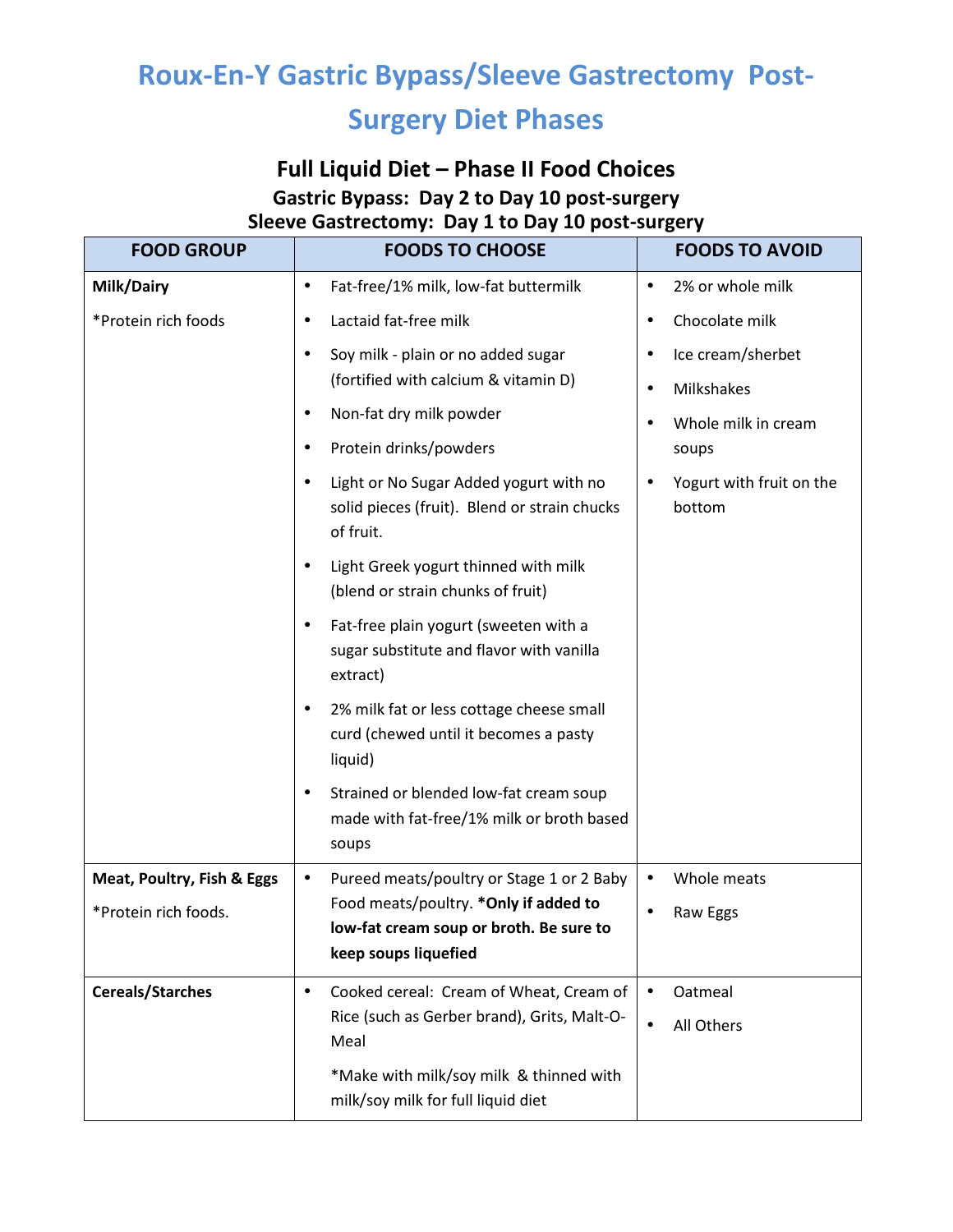# Roux-En-Y Gastric Bypass/Sleeve Gastrectomy Post-Surgery Diet Phases

## Full Liquid Diet – Phase II Food Choices

### Gastric Bypass: Day 2 to Day 10 post-surgery
### Sleeve Gastrectomy: Day 1 to Day 10 post-surgery

| FOOD GROUP | FOODS TO CHOOSE | FOODS TO AVOID |
|---|---|---|
| **Milk/Dairy**<br><br>*Protein rich foods | • Fat-free/1% milk, low-fat buttermilk<br>• Lactaid fat-free milk<br>• Soy milk - plain or no added sugar (fortified with calcium & vitamin D)<br>• Non-fat dry milk powder<br>• Protein drinks/powders<br>• Light or No Sugar Added yogurt with no solid pieces (fruit). Blend or strain chucks of fruit.<br>• Light Greek yogurt thinned with milk (blend or strain chunks of fruit)<br>• Fat-free plain yogurt (sweeten with a sugar substitute and flavor with vanilla extract)<br>• 2% milk fat or less cottage cheese small curd (chewed until it becomes a pasty liquid)<br>• Strained or blended low-fat cream soup made with fat-free/1% milk or broth based soups | • 2% or whole milk<br>• Chocolate milk<br>• Ice cream/sherbet<br>• Milkshakes<br>• Whole milk in cream soups<br>• Yogurt with fruit on the bottom |
| **Meat, Poultry, Fish & Eggs**<br><br>*Protein rich foods. | • Pureed meats/poultry or Stage 1 or 2 Baby Food meats/poultry. ***Only if added to low-fat cream soup or broth. Be sure to keep soups liquefied** | • Whole meats<br>• Raw Eggs |
| **Cereals/Starches** | • Cooked cereal: Cream of Wheat, Cream of Rice (such as Gerber brand), Grits, Malt-O-Meal<br><br>*Make with milk/soy milk & thinned with milk/soy milk for full liquid diet | • Oatmeal<br>• All Others |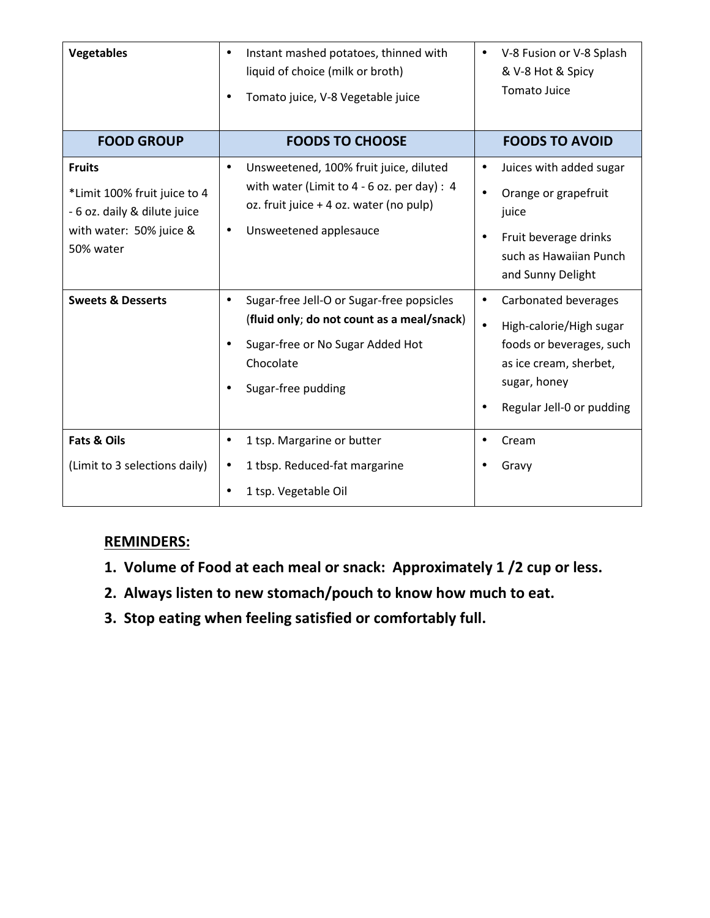| FOOD GROUP | FOODS TO CHOOSE | FOODS TO AVOID |
|---|---|---|
| **Vegetables** | • Instant mashed potatoes, thinned with liquid of choice (milk or broth)<br>• Tomato juice, V-8 Vegetable juice | • V-8 Fusion or V-8 Splash & V-8 Hot & Spicy Tomato Juice |
| **Fruits**<br>*Limit 100% fruit juice to 4 - 6 oz. daily & dilute juice with water: 50% juice & 50% water | • Unsweetened, 100% fruit juice, diluted with water (Limit to 4 - 6 oz. per day) : 4 oz. fruit juice + 4 oz. water (no pulp)<br>• Unsweetened applesauce | • Juices with added sugar<br>• Orange or grapefruit juice<br>• Fruit beverage drinks such as Hawaiian Punch and Sunny Delight |
| **Sweets & Desserts** | • Sugar-free Jell-O or Sugar-free popsicles (**fluid only**; **do not count as a meal/snack**)<br>• Sugar-free or No Sugar Added Hot Chocolate<br>• Sugar-free pudding | • Carbonated beverages<br>• High-calorie/High sugar foods or beverages, such as ice cream, sherbet, sugar, honey<br>• Regular Jell-0 or pudding |
| **Fats & Oils**<br>(Limit to 3 selections daily) | • 1 tsp. Margarine or butter<br>• 1 tbsp. Reduced-fat margarine<br>• 1 tsp. Vegetable Oil | • Cream<br>• Gravy |

**<u>REMINDERS:</u>**

1. **Volume of Food at each meal or snack: Approximately 1 /2 cup or less.**
2. **Always listen to new stomach/pouch to know how much to eat.**
3. **Stop eating when feeling satisfied or comfortably full.**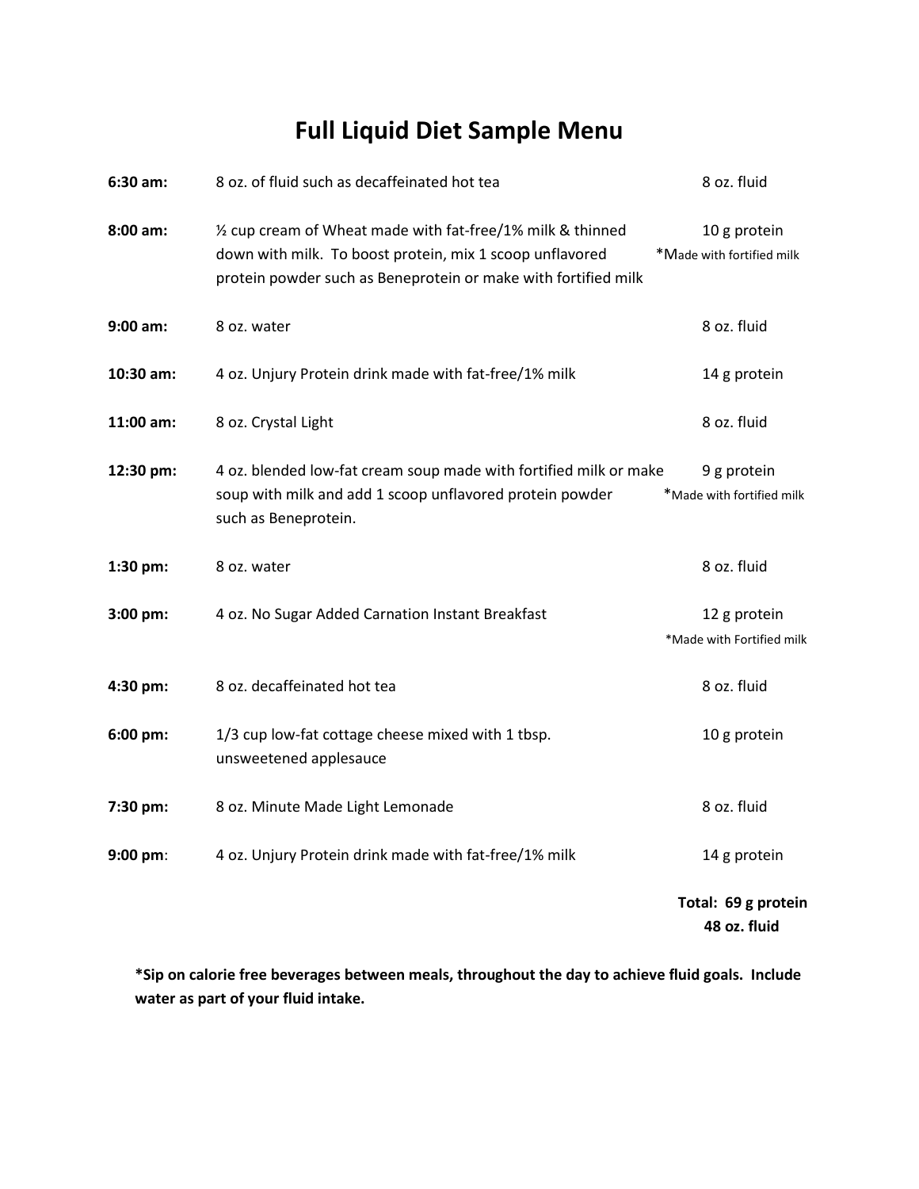# Full Liquid Diet Sample Menu

| | | |
|---|---|---|
| **6:30 am:** | 8 oz. of fluid such as decaffeinated hot tea | 8 oz. fluid |
| **8:00 am:** | ½ cup cream of Wheat made with fat-free/1% milk & thinned down with milk. To boost protein, mix 1 scoop unflavored protein powder such as Beneprotein or make with fortified milk | 10 g protein *Made with fortified milk |
| **9:00 am:** | 8 oz. water | 8 oz. fluid |
| **10:30 am:** | 4 oz. Unjury Protein drink made with fat-free/1% milk | 14 g protein |
| **11:00 am:** | 8 oz. Crystal Light | 8 oz. fluid |
| **12:30 pm:** | 4 oz. blended low-fat cream soup made with fortified milk or make soup with milk and add 1 scoop unflavored protein powder such as Beneprotein. | 9 g protein *Made with fortified milk |
| **1:30 pm:** | 8 oz. water | 8 oz. fluid |
| **3:00 pm:** | 4 oz. No Sugar Added Carnation Instant Breakfast | 12 g protein *Made with Fortified milk |
| **4:30 pm:** | 8 oz. decaffeinated hot tea | 8 oz. fluid |
| **6:00 pm:** | 1/3 cup low-fat cottage cheese mixed with 1 tbsp. unsweetened applesauce | 10 g protein |
| **7:30 pm:** | 8 oz. Minute Made Light Lemonade | 8 oz. fluid |
| **9:00 pm**: | 4 oz. Unjury Protein drink made with fat-free/1% milk | 14 g protein |
| | | **Total: 69 g protein 48 oz. fluid** |

**\*Sip on calorie free beverages between meals, throughout the day to achieve fluid goals. Include water as part of your fluid intake.**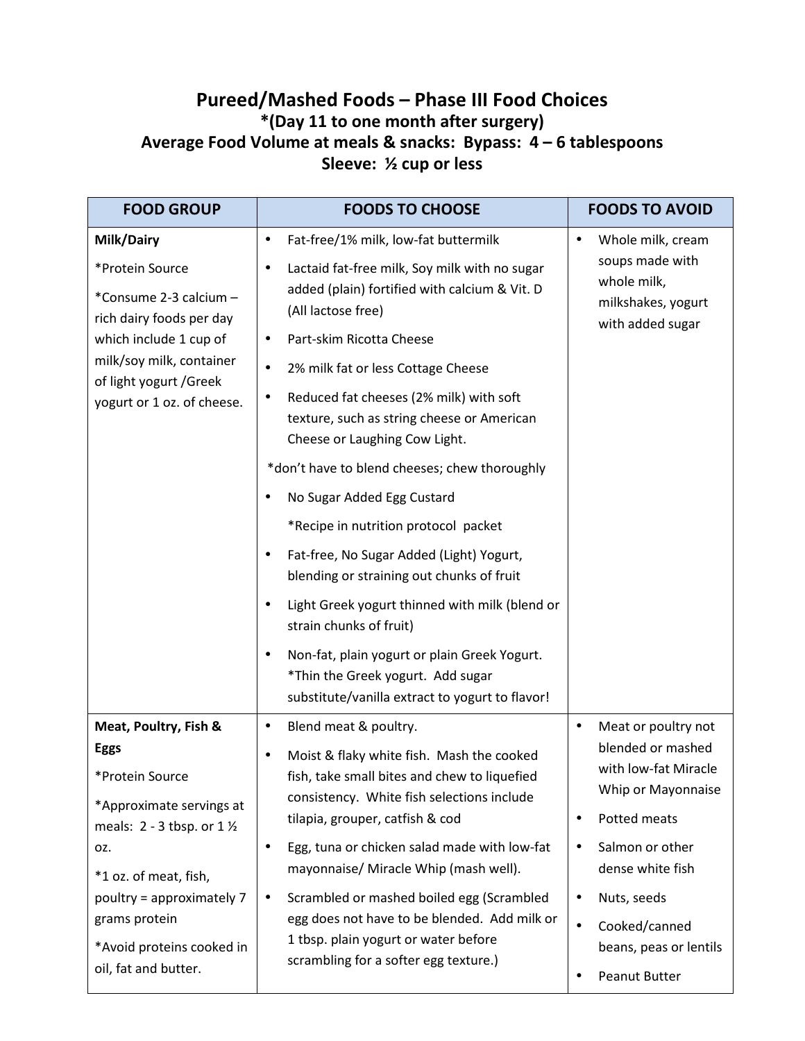# Pureed/Mashed Foods – Phase III Food Choices

### *(Day 11 to one month after surgery)

### Average Food Volume at meals & snacks: Bypass: 4 – 6 tablespoons

### Sleeve: ½ cup or less

| FOOD GROUP | FOODS TO CHOOSE | FOODS TO AVOID |
|---|---|---|
| **Milk/Dairy**<br><br>*Protein Source<br><br>*Consume 2-3 calcium – rich dairy foods per day which include 1 cup of milk/soy milk, container of light yogurt /Greek yogurt or 1 oz. of cheese. | • Fat-free/1% milk, low-fat buttermilk<br>• Lactaid fat-free milk, Soy milk with no sugar added (plain) fortified with calcium & Vit. D (All lactose free)<br>• Part-skim Ricotta Cheese<br>• 2% milk fat or less Cottage Cheese<br>• Reduced fat cheeses (2% milk) with soft texture, such as string cheese or American Cheese or Laughing Cow Light.<br>*don't have to blend cheeses; chew thoroughly<br>• No Sugar Added Egg Custard<br>*Recipe in nutrition protocol packet<br>• Fat-free, No Sugar Added (Light) Yogurt, blending or straining out chunks of fruit<br>• Light Greek yogurt thinned with milk (blend or strain chunks of fruit)<br>• Non-fat, plain yogurt or plain Greek Yogurt. *Thin the Greek yogurt. Add sugar substitute/vanilla extract to yogurt to flavor! | • Whole milk, cream soups made with whole milk, milkshakes, yogurt with added sugar |
| **Meat, Poultry, Fish & Eggs**<br><br>*Protein Source<br><br>*Approximate servings at meals: 2 - 3 tbsp. or 1 ½ oz.<br><br>*1 oz. of meat, fish, poultry = approximately 7 grams protein<br><br>*Avoid proteins cooked in oil, fat and butter. | • Blend meat & poultry.<br>• Moist & flaky white fish. Mash the cooked fish, take small bites and chew to liquefied consistency. White fish selections include tilapia, grouper, catfish & cod<br>• Egg, tuna or chicken salad made with low-fat mayonnaise/ Miracle Whip (mash well).<br>• Scrambled or mashed boiled egg (Scrambled egg does not have to be blended. Add milk or 1 tbsp. plain yogurt or water before scrambling for a softer egg texture.) | • Meat or poultry not blended or mashed with low-fat Miracle Whip or Mayonnaise<br>• Potted meats<br>• Salmon or other dense white fish<br>• Nuts, seeds<br>• Cooked/canned beans, peas or lentils<br>• Peanut Butter |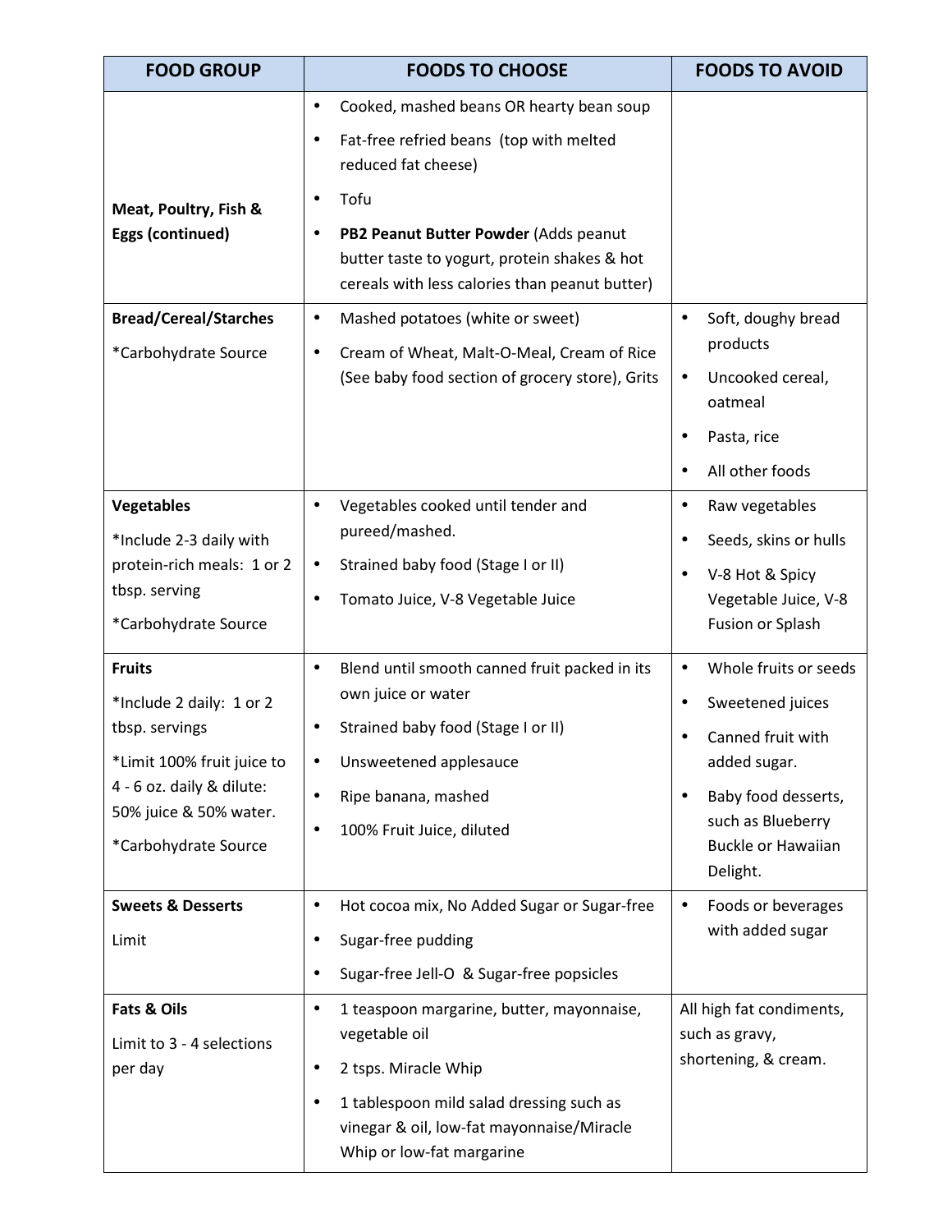| FOOD GROUP | FOODS TO CHOOSE | FOODS TO AVOID |
|---|---|---|
| **Meat, Poultry, Fish & Eggs (continued)** | • Cooked, mashed beans OR hearty bean soup<br>• Fat-free refried beans (top with melted reduced fat cheese)<br>• Tofu<br>• **PB2 Peanut Butter Powder** (Adds peanut butter taste to yogurt, protein shakes & hot cereals with less calories than peanut butter) | |
| **Bread/Cereal/Starches**<br>*Carbohydrate Source | • Mashed potatoes (white or sweet)<br>• Cream of Wheat, Malt-O-Meal, Cream of Rice (See baby food section of grocery store), Grits | • Soft, doughy bread products<br>• Uncooked cereal, oatmeal<br>• Pasta, rice<br>• All other foods |
| **Vegetables**<br>*Include 2-3 daily with protein-rich meals: 1 or 2 tbsp. serving<br>*Carbohydrate Source | • Vegetables cooked until tender and pureed/mashed.<br>• Strained baby food (Stage I or II)<br>• Tomato Juice, V-8 Vegetable Juice | • Raw vegetables<br>• Seeds, skins or hulls<br>• V-8 Hot & Spicy Vegetable Juice, V-8 Fusion or Splash |
| **Fruits**<br>*Include 2 daily: 1 or 2 tbsp. servings<br>*Limit 100% fruit juice to 4 - 6 oz. daily & dilute: 50% juice & 50% water.<br>*Carbohydrate Source | • Blend until smooth canned fruit packed in its own juice or water<br>• Strained baby food (Stage I or II)<br>• Unsweetened applesauce<br>• Ripe banana, mashed<br>• 100% Fruit Juice, diluted | • Whole fruits or seeds<br>• Sweetened juices<br>• Canned fruit with added sugar.<br>• Baby food desserts, such as Blueberry Buckle or Hawaiian Delight. |
| **Sweets & Desserts**<br>Limit | • Hot cocoa mix, No Added Sugar or Sugar-free<br>• Sugar-free pudding<br>• Sugar-free Jell-O & Sugar-free popsicles | • Foods or beverages with added sugar |
| **Fats & Oils**<br>Limit to 3 - 4 selections per day | • 1 teaspoon margarine, butter, mayonnaise, vegetable oil<br>• 2 tsps. Miracle Whip<br>• 1 tablespoon mild salad dressing such as vinegar & oil, low-fat mayonnaise/Miracle Whip or low-fat margarine | All high fat condiments, such as gravy, shortening, & cream. |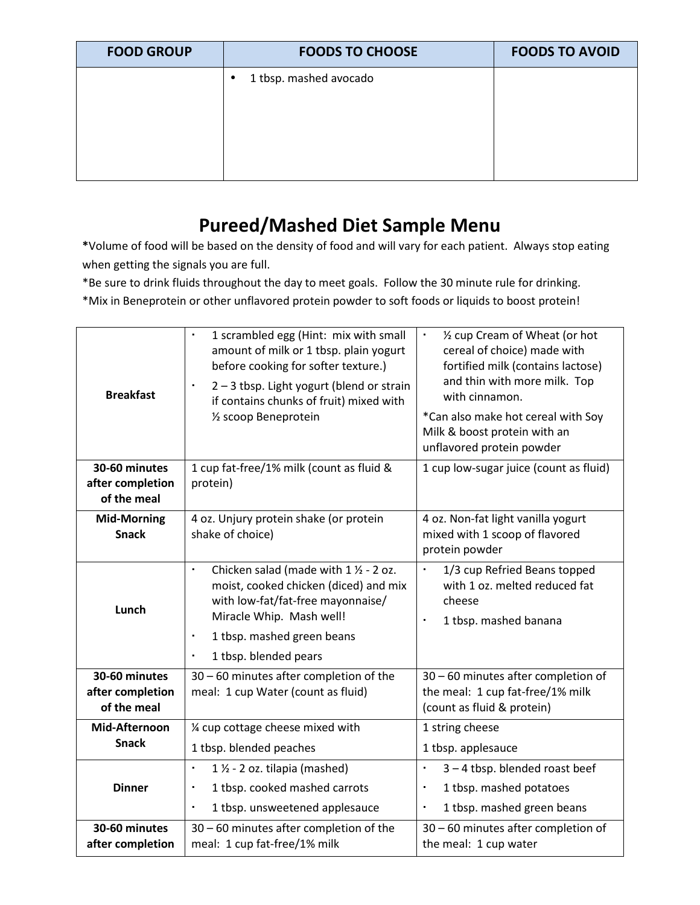| FOOD GROUP | FOODS TO CHOOSE | FOODS TO AVOID |
|---|---|---|
| | • 1 tbsp. mashed avocado | |

# Pureed/Mashed Diet Sample Menu

**\***Volume of food will be based on the density of food and will vary for each patient. Always stop eating when getting the signals you are full.

*Be sure to drink fluids throughout the day to meet goals. Follow the 30 minute rule for drinking.

*Mix in Beneprotein or other unflavored protein powder to soft foods or liquids to boost protein!

| | | |
|---|---|---|
| **Breakfast** | • 1 scrambled egg (Hint: mix with small amount of milk or 1 tbsp. plain yogurt before cooking for softer texture.)<br>• 2 – 3 tbsp. Light yogurt (blend or strain if contains chunks of fruit) mixed with ½ scoop Beneprotein | • ½ cup Cream of Wheat (or hot cereal of choice) made with fortified milk (contains lactose) and thin with more milk. Top with cinnamon.<br>*Can also make hot cereal with Soy Milk & boost protein with an unflavored protein powder |
| **30-60 minutes after completion of the meal** | 1 cup fat-free/1% milk (count as fluid & protein) | 1 cup low-sugar juice (count as fluid) |
| **Mid-Morning Snack** | 4 oz. Unjury protein shake (or protein shake of choice) | 4 oz. Non-fat light vanilla yogurt mixed with 1 scoop of flavored protein powder |
| **Lunch** | • Chicken salad (made with 1 ½ - 2 oz. moist, cooked chicken (diced) and mix with low-fat/fat-free mayonnaise/ Miracle Whip. Mash well!<br>• 1 tbsp. mashed green beans<br>• 1 tbsp. blended pears | • 1/3 cup Refried Beans topped with 1 oz. melted reduced fat cheese<br>• 1 tbsp. mashed banana |
| **30-60 minutes after completion of the meal** | 30 – 60 minutes after completion of the meal: 1 cup Water (count as fluid) | 30 – 60 minutes after completion of the meal: 1 cup fat-free/1% milk (count as fluid & protein) |
| **Mid-Afternoon Snack** | ¼ cup cottage cheese mixed with<br>1 tbsp. blended peaches | 1 string cheese<br>1 tbsp. applesauce |
| **Dinner** | • 1 ½ - 2 oz. tilapia (mashed)<br>• 1 tbsp. cooked mashed carrots<br>• 1 tbsp. unsweetened applesauce | • 3 – 4 tbsp. blended roast beef<br>• 1 tbsp. mashed potatoes<br>• 1 tbsp. mashed green beans |
| **30-60 minutes after completion** | 30 – 60 minutes after completion of the meal: 1 cup fat-free/1% milk | 30 – 60 minutes after completion of the meal: 1 cup water |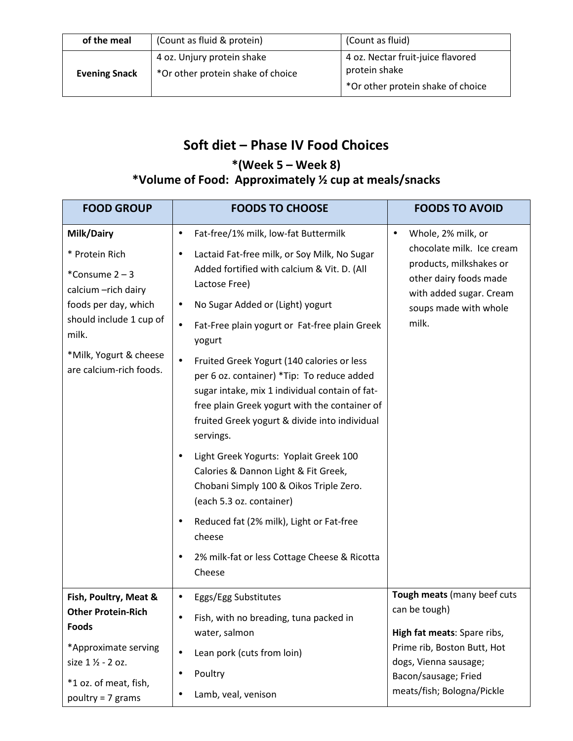| of the meal | (Count as fluid & protein) | (Count as fluid) |
|---|---|---|
| **Evening Snack** | 4 oz. Unjury protein shake<br>*Or other protein shake of choice | 4 oz. Nectar fruit-juice flavored protein shake<br>*Or other protein shake of choice |

## Soft diet – Phase IV Food Choices

### *(Week 5 – Week 8)
### *Volume of Food: Approximately ½ cup at meals/snacks

| FOOD GROUP | FOODS TO CHOOSE | FOODS TO AVOID |
|---|---|---|
| **Milk/Dairy**<br>* Protein Rich<br>*Consume 2 – 3 calcium –rich dairy foods per day, which should include 1 cup of milk.<br>*Milk, Yogurt & cheese are calcium-rich foods. | • Fat-free/1% milk, low-fat Buttermilk<br>• Lactaid Fat-free milk, or Soy Milk, No Sugar Added fortified with calcium & Vit. D. (All Lactose Free)<br>• No Sugar Added or (Light) yogurt<br>• Fat-Free plain yogurt or Fat-free plain Greek yogurt<br>• Fruited Greek Yogurt (140 calories or less per 6 oz. container) *Tip: To reduce added sugar intake, mix 1 individual contain of fat-free plain Greek yogurt with the container of fruited Greek yogurt & divide into individual servings.<br>• Light Greek Yogurts: Yoplait Greek 100 Calories & Dannon Light & Fit Greek, Chobani Simply 100 & Oikos Triple Zero. (each 5.3 oz. container)<br>• Reduced fat (2% milk), Light or Fat-free cheese<br>• 2% milk-fat or less Cottage Cheese & Ricotta Cheese | • Whole, 2% milk, or chocolate milk. Ice cream products, milkshakes or other dairy foods made with added sugar. Cream soups made with whole milk. |
| **Fish, Poultry, Meat & Other Protein-Rich Foods**<br>*Approximate serving size 1 ½ - 2 oz.<br>*1 oz. of meat, fish, poultry = 7 grams | • Eggs/Egg Substitutes<br>• Fish, with no breading, tuna packed in water, salmon<br>• Lean pork (cuts from loin)<br>• Poultry<br>• Lamb, veal, venison | **Tough meats** (many beef cuts can be tough)<br>**High fat meats**: Spare ribs, Prime rib, Boston Butt, Hot dogs, Vienna sausage; Bacon/sausage; Fried meats/fish; Bologna/Pickle |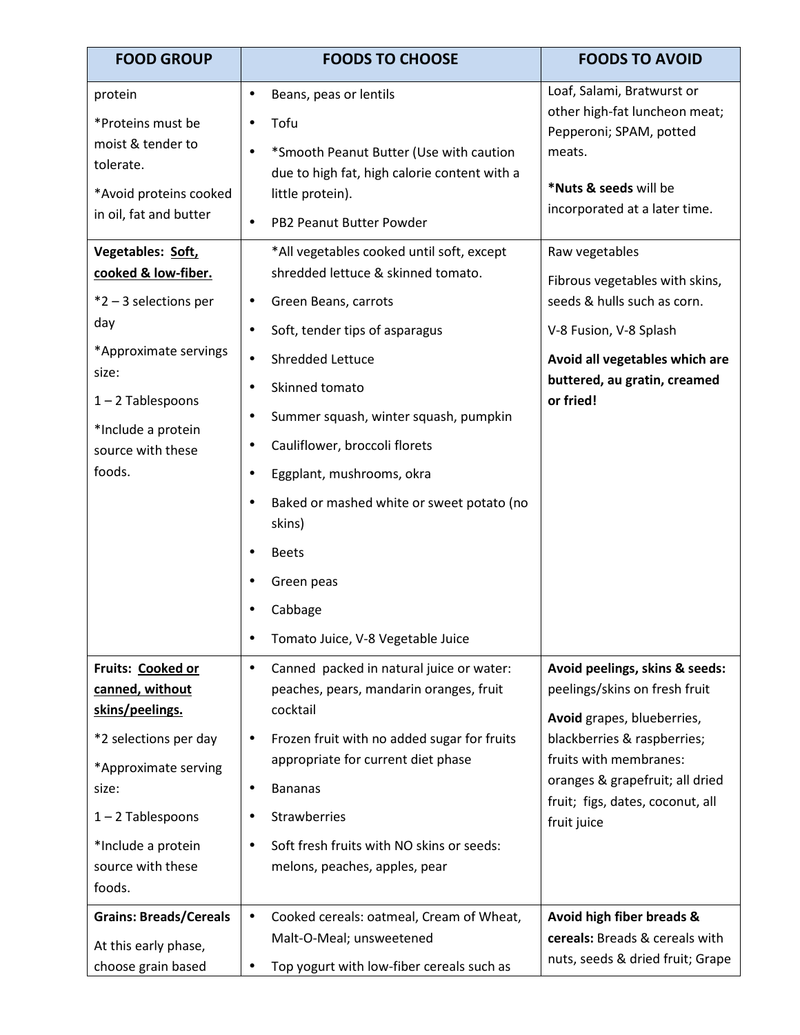| FOOD GROUP | FOODS TO CHOOSE | FOODS TO AVOID |
|---|---|---|
| protein<br><br>*Proteins must be moist & tender to tolerate.<br><br>*Avoid proteins cooked in oil, fat and butter | • Beans, peas or lentils<br>• Tofu<br>• *Smooth Peanut Butter (Use with caution due to high fat, high calorie content with a little protein).<br>• PB2 Peanut Butter Powder | Loaf, Salami, Bratwurst or other high-fat luncheon meat; Pepperoni; SPAM, potted meats.<br><br>***Nuts & seeds** will be incorporated at a later time. |
| **Vegetables: <u>Soft, cooked & low-fiber.</u>**<br><br>*2 – 3 selections per day<br><br>*Approximate servings size:<br><br>1 – 2 Tablespoons<br><br>*Include a protein source with these foods. | *All vegetables cooked until soft, except shredded lettuce & skinned tomato.<br>• Green Beans, carrots<br>• Soft, tender tips of asparagus<br>• Shredded Lettuce<br>• Skinned tomato<br>• Summer squash, winter squash, pumpkin<br>• Cauliflower, broccoli florets<br>• Eggplant, mushrooms, okra<br>• Baked or mashed white or sweet potato (no skins)<br>• Beets<br>• Green peas<br>• Cabbage<br>• Tomato Juice, V-8 Vegetable Juice | Raw vegetables<br><br>Fibrous vegetables with skins, seeds & hulls such as corn.<br><br>V-8 Fusion, V-8 Splash<br><br>**Avoid all vegetables which are buttered, au gratin, creamed or fried!** |
| **Fruits: <u>Cooked or canned, without skins/peelings.</u>**<br><br>*2 selections per day<br><br>*Approximate serving size:<br><br>1 – 2 Tablespoons<br><br>*Include a protein source with these foods. | • Canned packed in natural juice or water: peaches, pears, mandarin oranges, fruit cocktail<br>• Frozen fruit with no added sugar for fruits appropriate for current diet phase<br>• Bananas<br>• Strawberries<br>• Soft fresh fruits with NO skins or seeds: melons, peaches, apples, pear | **Avoid peelings, skins & seeds:** peelings/skins on fresh fruit<br><br>**Avoid** grapes, blueberries, blackberries & raspberries; fruits with membranes: oranges & grapefruit; all dried fruit; figs, dates, coconut, all fruit juice |
| **Grains: Breads/Cereals**<br><br>At this early phase, choose grain based | • Cooked cereals: oatmeal, Cream of Wheat, Malt-O-Meal; unsweetened<br>• Top yogurt with low-fiber cereals such as | **Avoid high fiber breads & cereals:** Breads & cereals with nuts, seeds & dried fruit; Grape |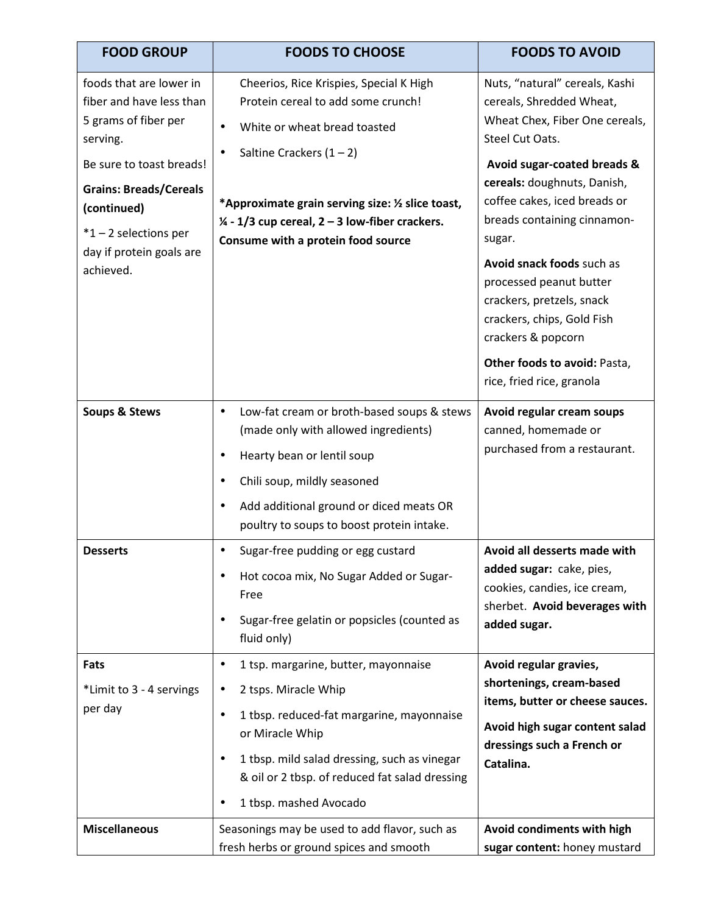| FOOD GROUP | FOODS TO CHOOSE | FOODS TO AVOID |
|---|---|---|
| foods that are lower in fiber and have less than 5 grams of fiber per serving.<br><br>Be sure to toast breads!<br><br>**Grains: Breads/Cereals (continued)**<br><br>*1 – 2 selections per day if protein goals are achieved. | Cheerios, Rice Krispies, Special K High Protein cereal to add some crunch!<br>• White or wheat bread toasted<br>• Saltine Crackers (1 – 2)<br><br>**\*Approximate grain serving size: ½ slice toast, ¼ - 1/3 cup cereal, 2 – 3 low-fiber crackers. Consume with a protein food source** | Nuts, "natural" cereals, Kashi cereals, Shredded Wheat, Wheat Chex, Fiber One cereals, Steel Cut Oats.<br><br>**Avoid sugar-coated breads & cereals:** doughnuts, Danish, coffee cakes, iced breads or breads containing cinnamon-sugar.<br><br>**Avoid snack foods** such as processed peanut butter crackers, pretzels, snack crackers, chips, Gold Fish crackers & popcorn<br><br>**Other foods to avoid:** Pasta, rice, fried rice, granola |
| **Soups & Stews** | • Low-fat cream or broth-based soups & stews (made only with allowed ingredients)<br>• Hearty bean or lentil soup<br>• Chili soup, mildly seasoned<br>• Add additional ground or diced meats OR poultry to soups to boost protein intake. | **Avoid regular cream soups** canned, homemade or purchased from a restaurant. |
| **Desserts** | • Sugar-free pudding or egg custard<br>• Hot cocoa mix, No Sugar Added or Sugar-Free<br>• Sugar-free gelatin or popsicles (counted as fluid only) | **Avoid all desserts made with added sugar:** cake, pies, cookies, candies, ice cream, sherbet. **Avoid beverages with added sugar.** |
| **Fats**<br><br>*Limit to 3 - 4 servings per day | • 1 tsp. margarine, butter, mayonnaise<br>• 2 tsps. Miracle Whip<br>• 1 tbsp. reduced-fat margarine, mayonnaise or Miracle Whip<br>• 1 tbsp. mild salad dressing, such as vinegar & oil or 2 tbsp. of reduced fat salad dressing<br>• 1 tbsp. mashed Avocado | **Avoid regular gravies, shortenings, cream-based items, butter or cheese sauces.**<br><br>**Avoid high sugar content salad dressings such a French or Catalina.** |
| **Miscellaneous** | Seasonings may be used to add flavor, such as fresh herbs or ground spices and smooth | **Avoid condiments with high sugar content:** honey mustard |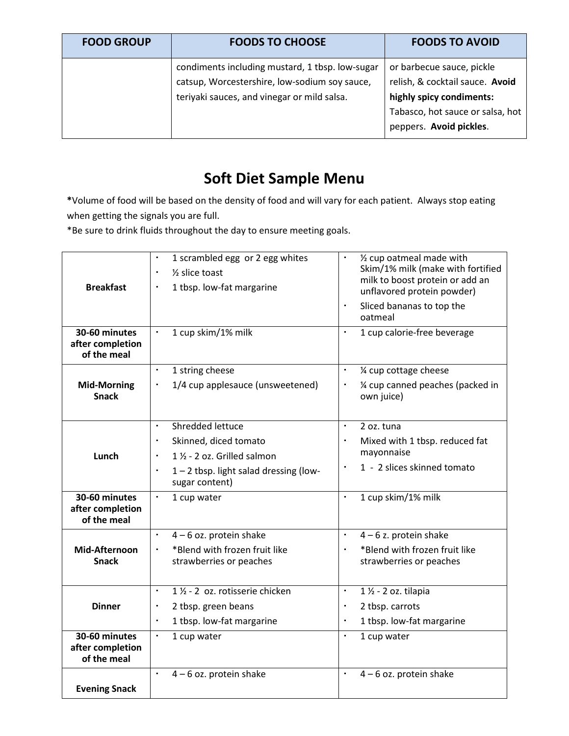| FOOD GROUP | FOODS TO CHOOSE | FOODS TO AVOID |
|---|---|---|
| | condiments including mustard, 1 tbsp. low-sugar catsup, Worcestershire, low-sodium soy sauce, teriyaki sauces, and vinegar or mild salsa. | or barbecue sauce, pickle relish, & cocktail sauce. **Avoid highly spicy condiments:** Tabasco, hot sauce or salsa, hot peppers. **Avoid pickles**. |

# Soft Diet Sample Menu

**\***Volume of food will be based on the density of food and will vary for each patient. Always stop eating when getting the signals you are full.

*Be sure to drink fluids throughout the day to ensure meeting goals.

| | | |
|---|---|---|
| **Breakfast** | • 1 scrambled egg or 2 egg whites<br>• ½ slice toast<br>• 1 tbsp. low-fat margarine | • ½ cup oatmeal made with Skim/1% milk (make with fortified milk to boost protein or add an unflavored protein powder)<br>• Sliced bananas to top the oatmeal |
| **30-60 minutes after completion of the meal** | • 1 cup skim/1% milk | • 1 cup calorie-free beverage |
| **Mid-Morning Snack** | • 1 string cheese<br>• 1/4 cup applesauce (unsweetened) | • ¼ cup cottage cheese<br>• ¼ cup canned peaches (packed in own juice) |
| **Lunch** | • Shredded lettuce<br>• Skinned, diced tomato<br>• 1 ½ - 2 oz. Grilled salmon<br>• 1 – 2 tbsp. light salad dressing (low-sugar content) | • 2 oz. tuna<br>• Mixed with 1 tbsp. reduced fat mayonnaise<br>• 1 - 2 slices skinned tomato |
| **30-60 minutes after completion of the meal** | • 1 cup water | • 1 cup skim/1% milk |
| **Mid-Afternoon Snack** | • 4 – 6 oz. protein shake<br>• *Blend with frozen fruit like strawberries or peaches | • 4 – 6 z. protein shake<br>• *Blend with frozen fruit like strawberries or peaches |
| **Dinner** | • 1 ½ - 2 oz. rotisserie chicken<br>• 2 tbsp. green beans<br>• 1 tbsp. low-fat margarine | • 1 ½ - 2 oz. tilapia<br>• 2 tbsp. carrots<br>• 1 tbsp. low-fat margarine |
| **30-60 minutes after completion of the meal** | • 1 cup water | • 1 cup water |
| **Evening Snack** | • 4 – 6 oz. protein shake | • 4 – 6 oz. protein shake |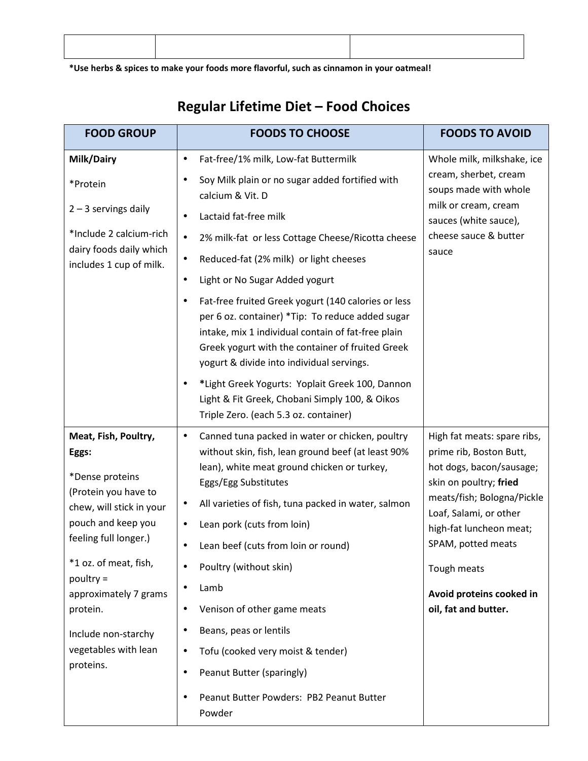| | | |
|---|---|---|
| | | |

**\*Use herbs & spices to make your foods more flavorful, such as cinnamon in your oatmeal!**

## Regular Lifetime Diet – Food Choices

| FOOD GROUP | FOODS TO CHOOSE | FOODS TO AVOID |
|---|---|---|
| **Milk/Dairy**<br><br>*Protein<br><br>2 – 3 servings daily<br><br>*Include 2 calcium-rich dairy foods daily which includes 1 cup of milk. | • Fat-free/1% milk, Low-fat Buttermilk<br>• Soy Milk plain or no sugar added fortified with calcium & Vit. D<br>• Lactaid fat-free milk<br>• 2% milk-fat or less Cottage Cheese/Ricotta cheese<br>• Reduced-fat (2% milk) or light cheeses<br>• Light or No Sugar Added yogurt<br>• Fat-free fruited Greek yogurt (140 calories or less per 6 oz. container) *Tip: To reduce added sugar intake, mix 1 individual contain of fat-free plain Greek yogurt with the container of fruited Greek yogurt & divide into individual servings.<br>• **\***Light Greek Yogurts: Yoplait Greek 100, Dannon Light & Fit Greek, Chobani Simply 100, & Oikos Triple Zero. (each 5.3 oz. container) | Whole milk, milkshake, ice cream, sherbet, cream soups made with whole milk or cream, cream sauces (white sauce), cheese sauce & butter sauce |
| **Meat, Fish, Poultry, Eggs:**<br><br>*Dense proteins (Protein you have to chew, will stick in your pouch and keep you feeling full longer.)<br><br>*1 oz. of meat, fish, poultry = approximately 7 grams protein.<br><br>Include non-starchy vegetables with lean proteins. | • Canned tuna packed in water or chicken, poultry without skin, fish, lean ground beef (at least 90% lean), white meat ground chicken or turkey, Eggs/Egg Substitutes<br>• All varieties of fish, tuna packed in water, salmon<br>• Lean pork (cuts from loin)<br>• Lean beef (cuts from loin or round)<br>• Poultry (without skin)<br>• Lamb<br>• Venison of other game meats<br>• Beans, peas or lentils<br>• Tofu (cooked very moist & tender)<br>• Peanut Butter (sparingly)<br>• Peanut Butter Powders: PB2 Peanut Butter Powder | High fat meats: spare ribs, prime rib, Boston Butt, hot dogs, bacon/sausage; skin on poultry; **fried** meats/fish; Bologna/Pickle Loaf, Salami, or other high-fat luncheon meat; SPAM, potted meats<br><br>Tough meats<br><br>**Avoid proteins cooked in oil, fat and butter.** |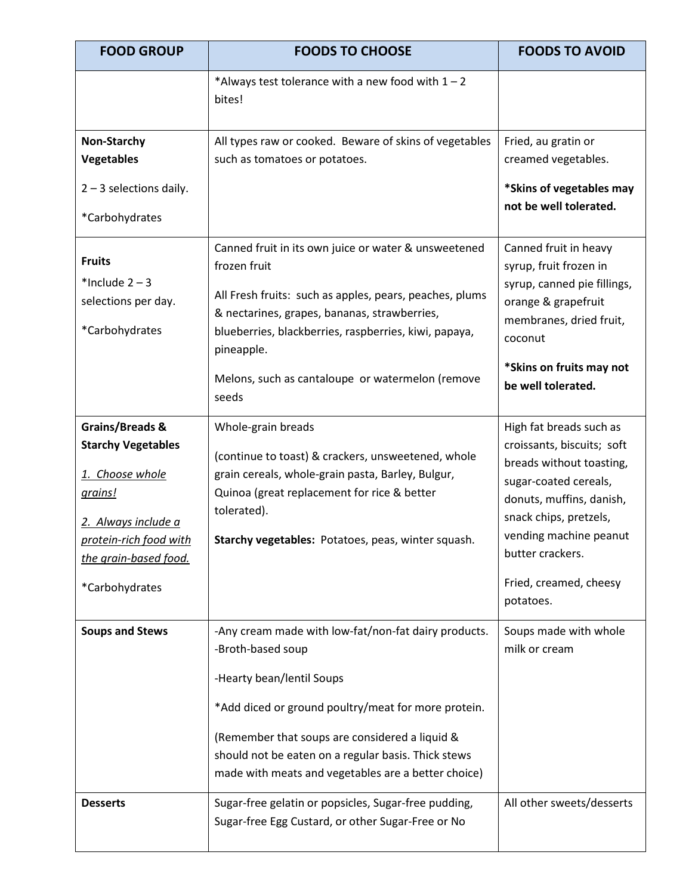| FOOD GROUP | FOODS TO CHOOSE | FOODS TO AVOID |
|---|---|---|
| | *Always test tolerance with a new food with 1 – 2 bites! | |
| **Non-Starchy Vegetables**<br><br>2 – 3 selections daily.<br><br>*Carbohydrates | All types raw or cooked. Beware of skins of vegetables such as tomatoes or potatoes. | Fried, au gratin or creamed vegetables.<br><br>**\*Skins of vegetables may not be well tolerated.** |
| **Fruits**<br><br>*Include 2 – 3 selections per day.<br><br>*Carbohydrates | Canned fruit in its own juice or water & unsweetened frozen fruit<br><br>All Fresh fruits: such as apples, pears, peaches, plums & nectarines, grapes, bananas, strawberries, blueberries, blackberries, raspberries, kiwi, papaya, pineapple.<br><br>Melons, such as cantaloupe or watermelon (remove seeds | Canned fruit in heavy syrup, fruit frozen in syrup, canned pie fillings, orange & grapefruit membranes, dried fruit, coconut<br><br>**\*Skins on fruits may not be well tolerated.** |
| **Grains/Breads & Starchy Vegetables**<br><br>*<u>1. Choose whole grains!</u>*<br><br>*<u>2. Always include a protein-rich food with the grain-based food.</u>*<br><br>*Carbohydrates | Whole-grain breads<br><br>(continue to toast) & crackers, unsweetened, whole grain cereals, whole-grain pasta, Barley, Bulgur, Quinoa (great replacement for rice & better tolerated).<br><br>**Starchy vegetables:** Potatoes, peas, winter squash. | High fat breads such as croissants, biscuits; soft breads without toasting, sugar-coated cereals, donuts, muffins, danish, snack chips, pretzels, vending machine peanut butter crackers.<br><br>Fried, creamed, cheesy potatoes. |
| **Soups and Stews** | -Any cream made with low-fat/non-fat dairy products.<br>-Broth-based soup<br><br>-Hearty bean/lentil Soups<br><br>*Add diced or ground poultry/meat for more protein.<br><br>(Remember that soups are considered a liquid & should not be eaten on a regular basis. Thick stews made with meats and vegetables are a better choice) | Soups made with whole milk or cream |
| **Desserts** | Sugar-free gelatin or popsicles, Sugar-free pudding, Sugar-free Egg Custard, or other Sugar-Free or No | All other sweets/desserts |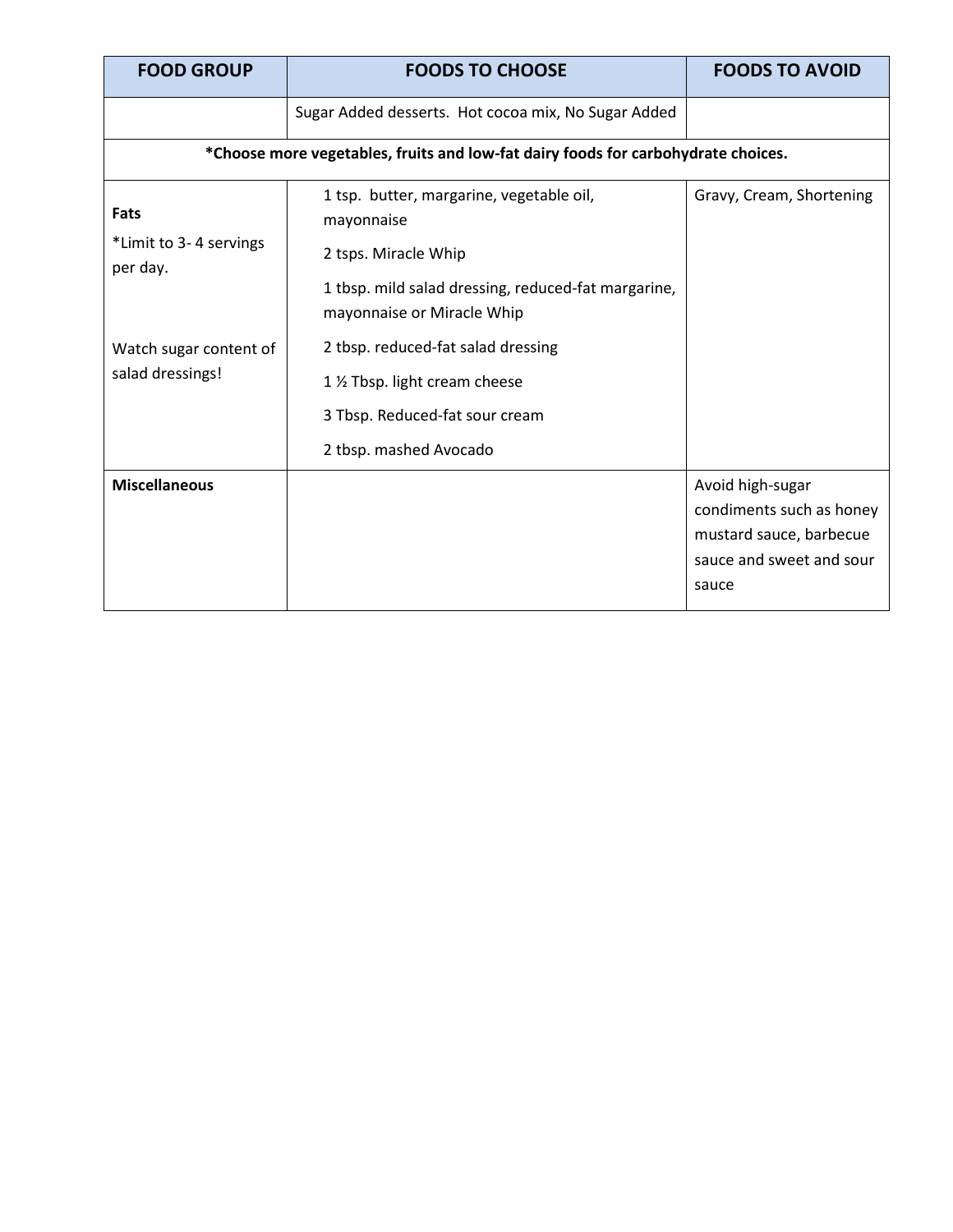| FOOD GROUP | FOODS TO CHOOSE | FOODS TO AVOID |
|---|---|---|
| | Sugar Added desserts. Hot cocoa mix, No Sugar Added | |
| **\*Choose more vegetables, fruits and low-fat dairy foods for carbohydrate choices.** | | |
| **Fats**<br>\*Limit to 3- 4 servings per day.<br><br>Watch sugar content of salad dressings! | 1 tsp. butter, margarine, vegetable oil, mayonnaise<br>2 tsps. Miracle Whip<br>1 tbsp. mild salad dressing, reduced-fat margarine, mayonnaise or Miracle Whip<br>2 tbsp. reduced-fat salad dressing<br>1 ½ Tbsp. light cream cheese<br>3 Tbsp. Reduced-fat sour cream<br>2 tbsp. mashed Avocado | Gravy, Cream, Shortening |
| **Miscellaneous** | | Avoid high-sugar condiments such as honey mustard sauce, barbecue sauce and sweet and sour sauce |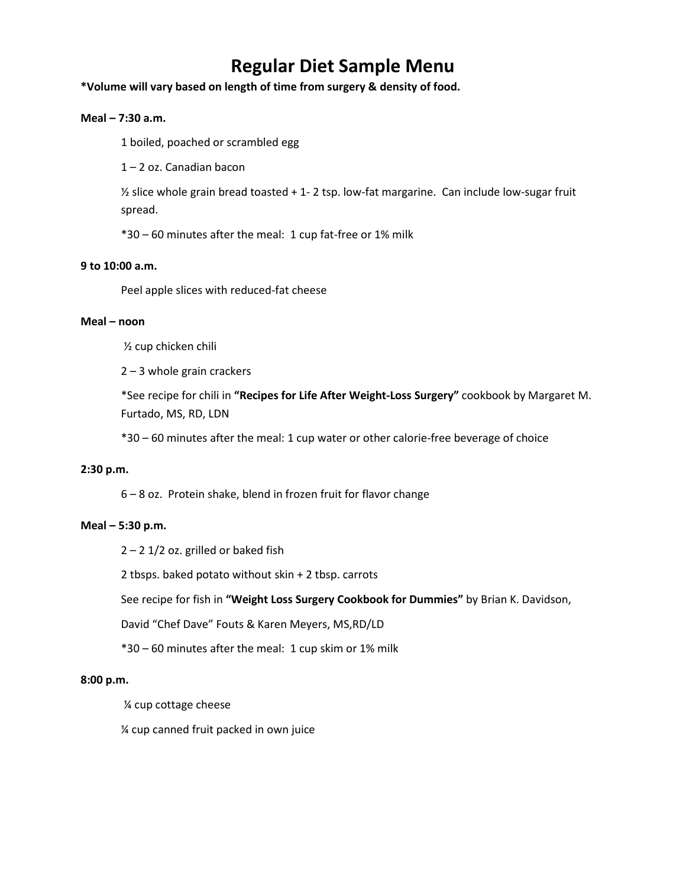# Regular Diet Sample Menu

**\*Volume will vary based on length of time from surgery & density of food.**

**Meal – 7:30 a.m.**

1 boiled, poached or scrambled egg

1 – 2 oz. Canadian bacon

½ slice whole grain bread toasted + 1- 2 tsp. low-fat margarine. Can include low-sugar fruit spread.

*30 – 60 minutes after the meal: 1 cup fat-free or 1% milk

**9 to 10:00 a.m.**

Peel apple slices with reduced-fat cheese

**Meal – noon**

½ cup chicken chili

2 – 3 whole grain crackers

*See recipe for chili in **"Recipes for Life After Weight-Loss Surgery"** cookbook by Margaret M. Furtado, MS, RD, LDN

*30 – 60 minutes after the meal: 1 cup water or other calorie-free beverage of choice

**2:30 p.m.**

6 – 8 oz. Protein shake, blend in frozen fruit for flavor change

**Meal – 5:30 p.m.**

2 – 2 1/2 oz. grilled or baked fish

2 tbsps. baked potato without skin + 2 tbsp. carrots

See recipe for fish in **"Weight Loss Surgery Cookbook for Dummies"** by Brian K. Davidson,

David "Chef Dave" Fouts & Karen Meyers, MS,RD/LD

*30 – 60 minutes after the meal: 1 cup skim or 1% milk

**8:00 p.m.**

¼ cup cottage cheese

¼ cup canned fruit packed in own juice